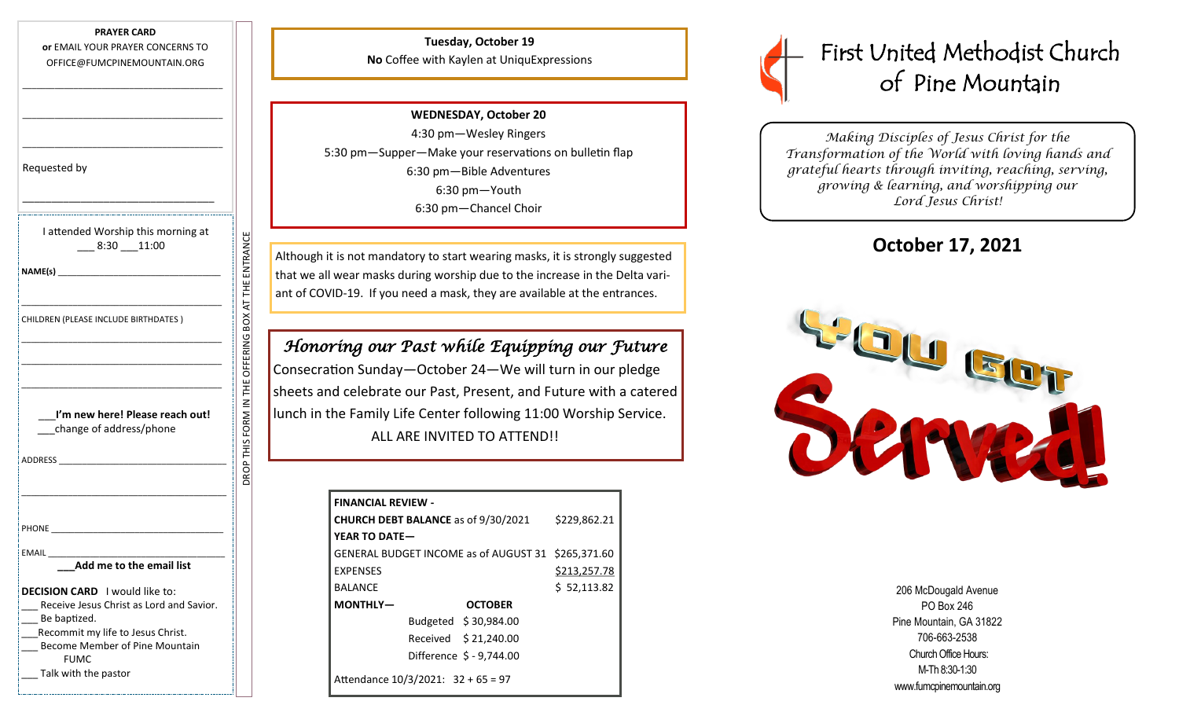**PRAYER CARD**
**or** EMAIL YOUR PRAYER CONCERNS TO OFFICE@FUMCPINEMOUNTAIN.ORG

___________________________________

___________________________________

___________________________________

Requested by

___________________________________

I attended Worship this morning at
___ 8:30 ___11:00

**NAME(s)** ___________________________________

___________________________________

CHILDREN (PLEASE INCLUDE BIRTHDATES )

___________________________________

___________________________________

___________________________________

___**I'm new here! Please reach out!**
___change of address/phone

ADDRESS ___________________________________

___________________________________

PHONE ___________________________________

EMAIL ___________________________________
___**Add me to the email list**

**DECISION CARD** I would like to:
- ___ Receive Jesus Christ as Lord and Savior.
- ___ Be baptized.
- ___Recommit my life to Jesus Christ.
- ___ Become Member of Pine Mountain FUMC
- ___ Talk with the pastor

DROP THIS FORM IN THE OFFERING BOX AT THE ENTRANCE

**Tuesday, October 19**
**No** Coffee with Kaylen at UniquExpressions

**WEDNESDAY, October 20**
4:30 pm—Wesley Ringers
5:30 pm—Supper—Make your reservations on bulletin flap
6:30 pm—Bible Adventures
6:30 pm—Youth
6:30 pm—Chancel Choir

Although it is not mandatory to start wearing masks, it is strongly suggested that we all wear masks during worship due to the increase in the Delta variant of COVID-19. If you need a mask, they are available at the entrances.

## *Honoring our Past while Equipping our Future*

Consecration Sunday—October 24—We will turn in our pledge sheets and celebrate our Past, Present, and Future with a catered lunch in the Family Life Center following 11:00 Worship Service.
ALL ARE INVITED TO ATTEND!!

| **FINANCIAL REVIEW -** | | |
|---|---|---|
| **CHURCH DEBT BALANCE** as of 9/30/2021 | | $229,862.21 |
| **YEAR TO DATE—** | | |
| GENERAL BUDGET INCOME as of AUGUST 31 | | $265,371.60 |
| EXPENSES | | $213,257.78 |
| BALANCE | | $ 52,113.82 |
| **MONTHLY—** | **OCTOBER** | |
| Budgeted | $ 30,984.00 | |
| Received | $ 21,240.00 | |
| Difference | $ - 9,744.00 | |
| Attendance 10/3/2021: 32 + 65 = 97 | | |

# First United Methodist Church of Pine Mountain

*Making Disciples of Jesus Christ for the Transformation of the World with loving hands and grateful hearts through inviting, reaching, serving, growing & learning, and worshipping our Lord Jesus Christ!*

## October 17, 2021

YOU GOT Served!

206 McDougald Avenue
PO Box 246
Pine Mountain, GA 31822
706-663-2538
Church Office Hours:
M-Th 8:30-1:30
www.fumcpinemountain.org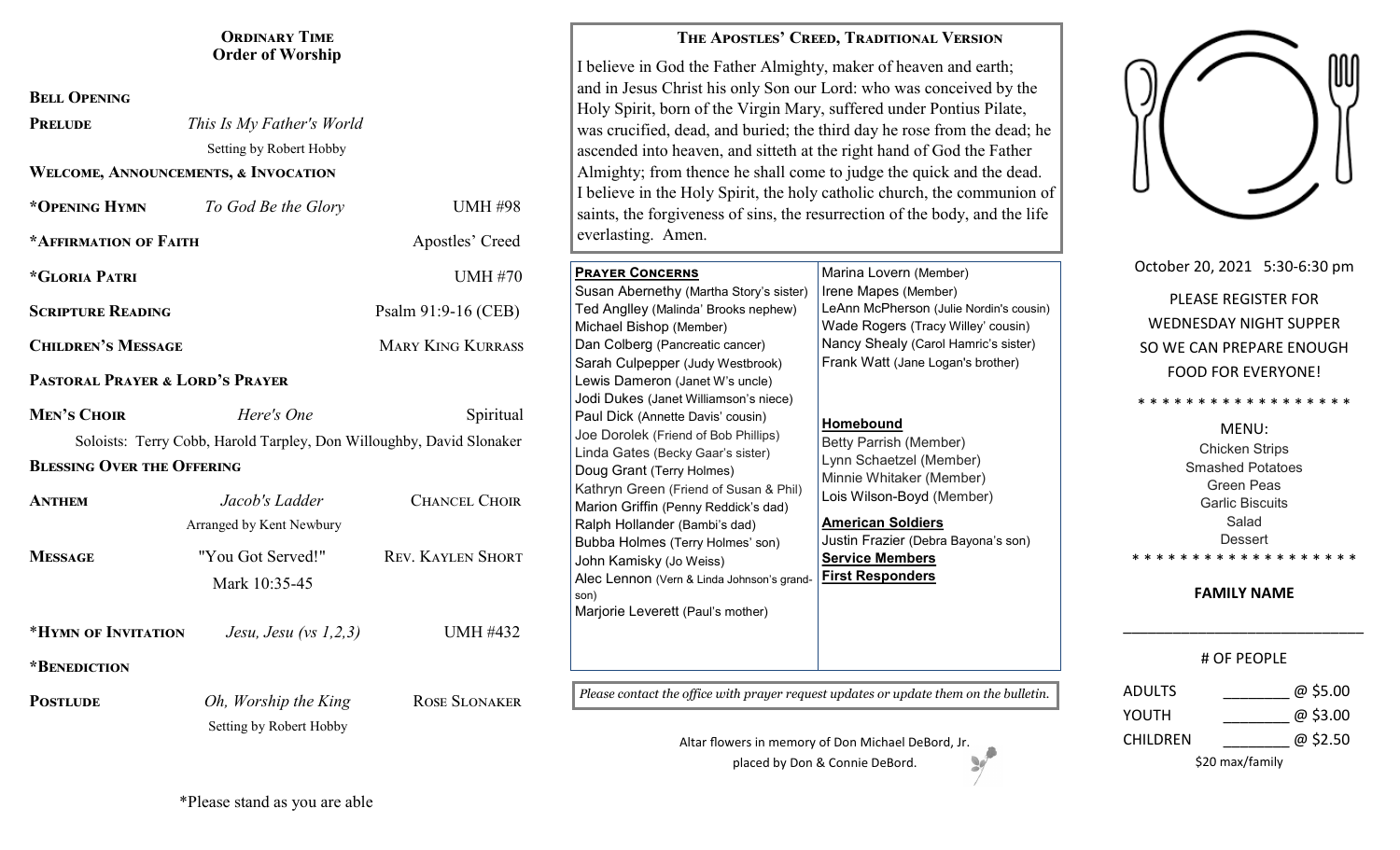## ORDINARY TIME
## Order of Worship

**BELL OPENING**

**PRELUDE** *This Is My Father's World*
Setting by Robert Hobby

**WELCOME, ANNOUNCEMENTS, & INVOCATION**

**\*OPENING HYMN** *To God Be the Glory* UMH #98

**\*AFFIRMATION OF FAITH** Apostles' Creed

**\*GLORIA PATRI** UMH #70

**SCRIPTURE READING** Psalm 91:9-16 (CEB)

**CHILDREN'S MESSAGE** MARY KING KURRASS

**PASTORAL PRAYER & LORD'S PRAYER**

**MEN'S CHOIR** *Here's One* Spiritual
Soloists: Terry Cobb, Harold Tarpley, Don Willoughby, David Slonaker

**BLESSING OVER THE OFFERING**

**ANTHEM** *Jacob's Ladder* CHANCEL CHOIR
Arranged by Kent Newbury

**MESSAGE** "You Got Served!" REV. KAYLEN SHORT
Mark 10:35-45

**\*HYMN OF INVITATION** *Jesu, Jesu (vs 1,2,3)* UMH #432

**\*BENEDICTION**

**POSTLUDE** *Oh, Worship the King* ROSE SLONAKER
Setting by Robert Hobby

\*Please stand as you are able

## THE APOSTLES' CREED, TRADITIONAL VERSION

I believe in God the Father Almighty, maker of heaven and earth; and in Jesus Christ his only Son our Lord: who was conceived by the Holy Spirit, born of the Virgin Mary, suffered under Pontius Pilate, was crucified, dead, and buried; the third day he rose from the dead; he ascended into heaven, and sitteth at the right hand of God the Father Almighty; from thence he shall come to judge the quick and the dead. I believe in the Holy Spirit, the holy catholic church, the communion of saints, the forgiveness of sins, the resurrection of the body, and the life everlasting. Amen.

**PRAYER CONCERNS**

Susan Abernethy (Martha Story's sister)
Ted Anglley (Malinda' Brooks nephew)
Michael Bishop (Member)
Dan Colberg (Pancreatic cancer)
Sarah Culpepper (Judy Westbrook)
Lewis Dameron (Janet W's uncle)
Jodi Dukes (Janet Williamson's niece)
Paul Dick (Annette Davis' cousin)
Joe Dorolek (Friend of Bob Phillips)
Linda Gates (Becky Gaar's sister)
Doug Grant (Terry Holmes)
Kathryn Green (Friend of Susan & Phil)
Marion Griffin (Penny Reddick's dad)
Ralph Hollander (Bambi's dad)
Bubba Holmes (Terry Holmes' son)
John Kamisky (Jo Weiss)
Alec Lennon (Vern & Linda Johnson's grand-son)
Marjorie Leverett (Paul's mother)
Marina Lovern (Member)
Irene Mapes (Member)
LeAnn McPherson (Julie Nordin's cousin)
Wade Rogers (Tracy Willey' cousin)
Nancy Shealy (Carol Hamric's sister)
Frank Watt (Jane Logan's brother)

**Homebound**

Betty Parrish (Member)
Lynn Schaetzel (Member)
Minnie Whitaker (Member)
Lois Wilson-Boyd (Member)

**American Soldiers**

Justin Frazier (Debra Bayona's son)

**Service Members**

**First Responders**

*Please contact the office with prayer request updates or update them on the bulletin.*

Altar flowers in memory of Don Michael DeBord, Jr. placed by Don & Connie DeBord.

October 20, 2021 5:30-6:30 pm

PLEASE REGISTER FOR WEDNESDAY NIGHT SUPPER SO WE CAN PREPARE ENOUGH FOOD FOR EVERYONE!

\* \* \* \* \* \* \* \* \* \* \* \* \* \* \* \* \*

MENU:
Chicken Strips
Smashed Potatoes
Green Peas
Garlic Biscuits
Salad
Dessert

\* \* \* \* \* \* \* \* \* \* \* \* \* \* \* \* \* \*

**FAMILY NAME**

______________________________

# OF PEOPLE

ADULTS ________ @ $5.00
YOUTH ________ @ $3.00
CHILDREN ________ @ $2.50

$20 max/family